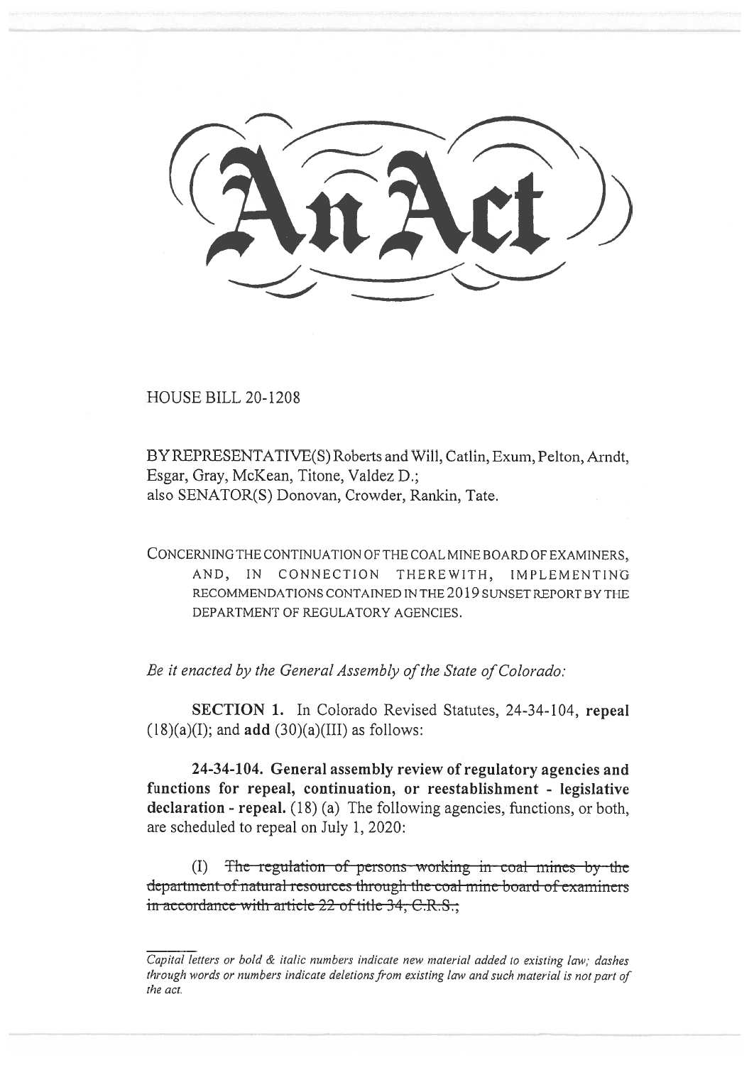# An Act

HOUSE BILL 20-1208

BY REPRESENTATIVE(S) Roberts and Will, Catlin, Exum, Pelton, Arndt, Esgar, Gray, McKean, Titone, Valdez D.;
also SENATOR(S) Donovan, Crowder, Rankin, Tate.

CONCERNING THE CONTINUATION OF THE COAL MINE BOARD OF EXAMINERS, AND, IN CONNECTION THEREWITH, IMPLEMENTING RECOMMENDATIONS CONTAINED IN THE 2019 SUNSET REPORT BY THE DEPARTMENT OF REGULATORY AGENCIES.

*Be it enacted by the General Assembly of the State of Colorado:*

**SECTION 1.** In Colorado Revised Statutes, 24-34-104, **repeal** (18)(a)(I); and **add** (30)(a)(III) as follows:

**24-34-104. General assembly review of regulatory agencies and functions for repeal, continuation, or reestablishment - legislative declaration - repeal.** (18) (a) The following agencies, functions, or both, are scheduled to repeal on July 1, 2020:

(I) ~~The regulation of persons working in coal mines by the department of natural resources through the coal mine board of examiners in accordance with article 22 of title 34, C.R.S.;~~

*Capital letters or bold & italic numbers indicate new material added to existing law; dashes through words or numbers indicate deletions from existing law and such material is not part of the act.*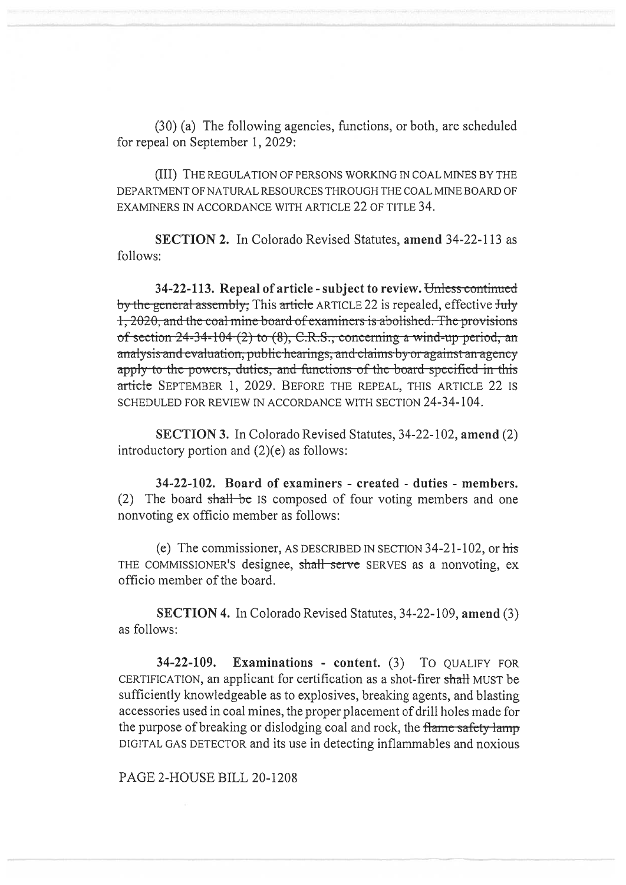(30) (a) The following agencies, functions, or both, are scheduled for repeal on September 1, 2029:

(III) THE REGULATION OF PERSONS WORKING IN COAL MINES BY THE DEPARTMENT OF NATURAL RESOURCES THROUGH THE COAL MINE BOARD OF EXAMINERS IN ACCORDANCE WITH ARTICLE 22 OF TITLE 34.

**SECTION 2.** In Colorado Revised Statutes, **amend** 34-22-113 as follows:

**34-22-113. Repeal of article - subject to review.** ~~Unless continued by the general assembly,~~ This ~~article~~ ARTICLE 22 is repealed, effective ~~July 1, 2020, and the coal mine board of examiners is abolished. The provisions of section 24-34-104 (2) to (8), C.R.S., concerning a wind-up period, an analysis and evaluation, public hearings, and claims by or against an agency apply to the powers, duties, and functions of the board specified in this article~~ SEPTEMBER 1, 2029. BEFORE THE REPEAL, THIS ARTICLE 22 IS SCHEDULED FOR REVIEW IN ACCORDANCE WITH SECTION 24-34-104.

**SECTION 3.** In Colorado Revised Statutes, 34-22-102, **amend** (2) introductory portion and (2)(e) as follows:

**34-22-102. Board of examiners - created - duties - members.** (2) The board ~~shall be~~ IS composed of four voting members and one nonvoting ex officio member as follows:

(e) The commissioner, AS DESCRIBED IN SECTION 34-21-102, or ~~his~~ THE COMMISSIONER'S designee, ~~shall serve~~ SERVES as a nonvoting, ex officio member of the board.

**SECTION 4.** In Colorado Revised Statutes, 34-22-109, **amend** (3) as follows:

**34-22-109. Examinations - content.** (3) TO QUALIFY FOR CERTIFICATION, an applicant for certification as a shot-firer ~~shall~~ MUST be sufficiently knowledgeable as to explosives, breaking agents, and blasting accessories used in coal mines, the proper placement of drill holes made for the purpose of breaking or dislodging coal and rock, the ~~flame safety lamp~~ DIGITAL GAS DETECTOR and its use in detecting inflammables and noxious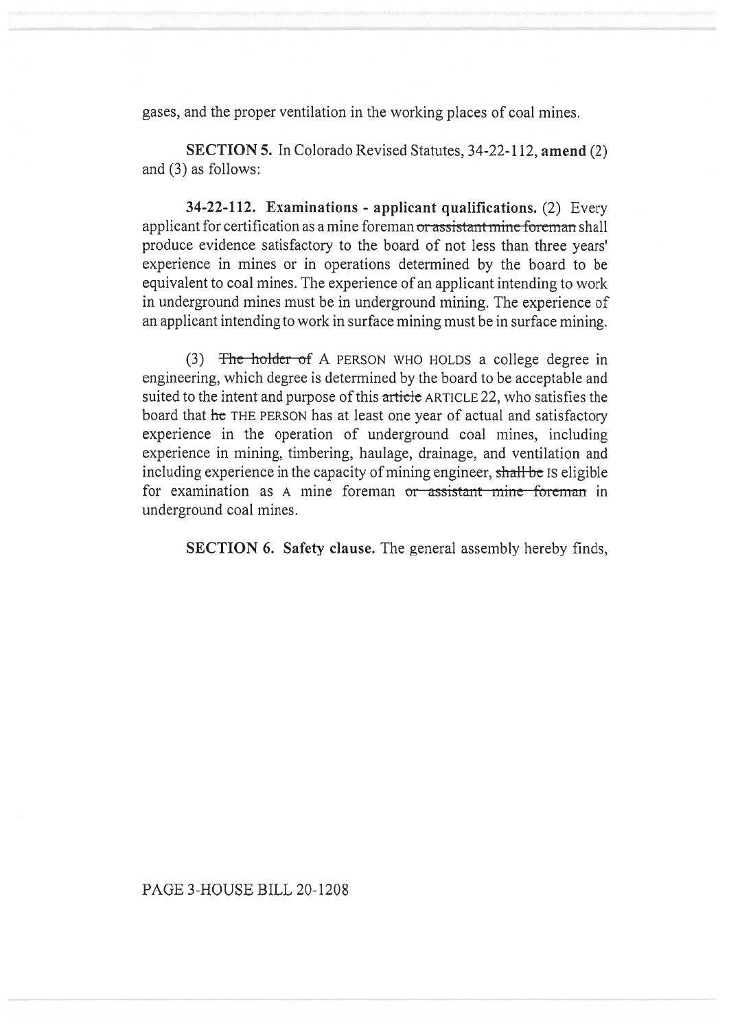gases, and the proper ventilation in the working places of coal mines.

**SECTION 5.** In Colorado Revised Statutes, 34-22-112, **amend** (2) and (3) as follows:

**34-22-112. Examinations - applicant qualifications.** (2) Every applicant for certification as a mine foreman ~~or assistant mine foreman~~ shall produce evidence satisfactory to the board of not less than three years' experience in mines or in operations determined by the board to be equivalent to coal mines. The experience of an applicant intending to work in underground mines must be in underground mining. The experience of an applicant intending to work in surface mining must be in surface mining.

(3) ~~The holder of~~ A PERSON WHO HOLDS a college degree in engineering, which degree is determined by the board to be acceptable and suited to the intent and purpose of this ~~article~~ ARTICLE 22, who satisfies the board that ~~he~~ THE PERSON has at least one year of actual and satisfactory experience in the operation of underground coal mines, including experience in mining, timbering, haulage, drainage, and ventilation and including experience in the capacity of mining engineer, ~~shall be~~ IS eligible for examination as A mine foreman ~~or assistant mine foreman~~ in underground coal mines.

**SECTION 6. Safety clause.** The general assembly hereby finds,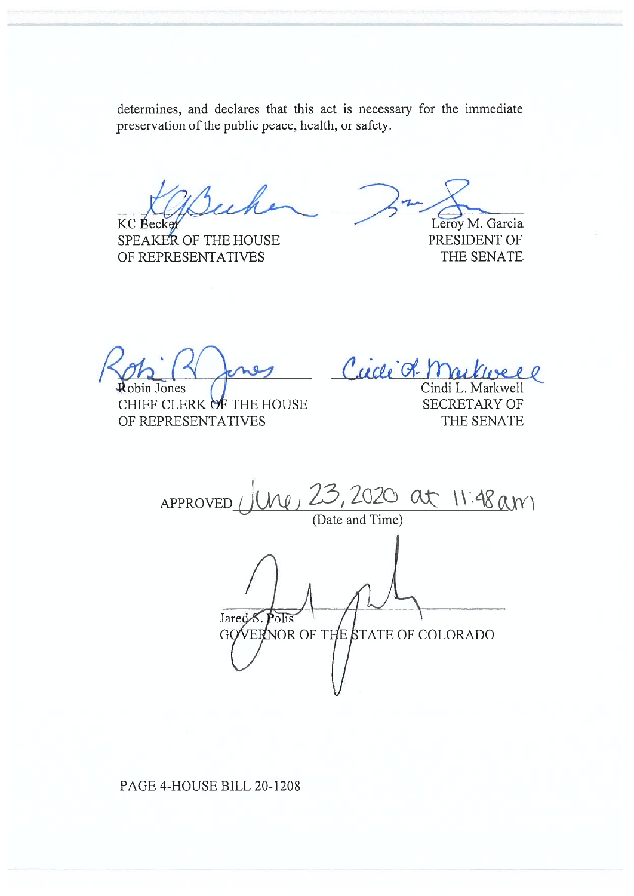determines, and declares that this act is necessary for the immediate preservation of the public peace, health, or safety.

KC Becker
SPEAKER OF THE HOUSE
OF REPRESENTATIVES

Leroy M. Garcia
PRESIDENT OF
THE SENATE

Robin Jones
CHIEF CLERK OF THE HOUSE
OF REPRESENTATIVES

Cindi L. Markwell
SECRETARY OF
THE SENATE

APPROVED June 23, 2020 at 11:48 am
(Date and Time)

Jared S. Polis
GOVERNOR OF THE STATE OF COLORADO

PAGE 4-HOUSE BILL 20-1208